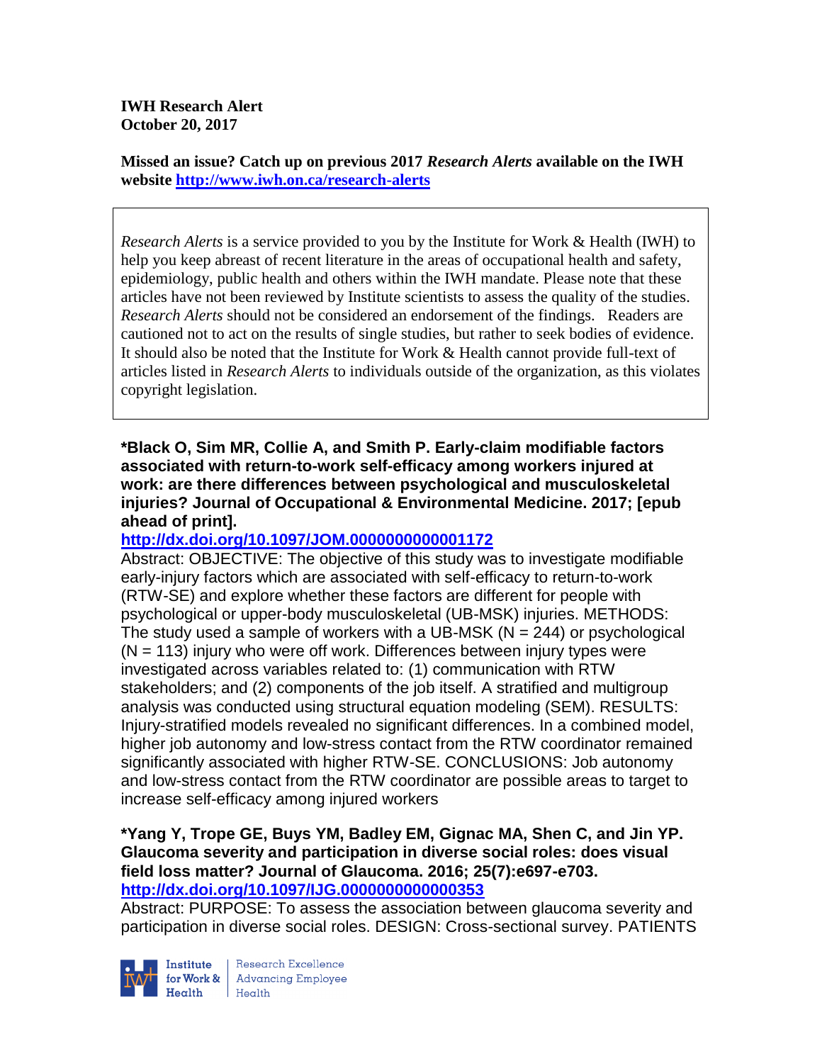**IWH Research Alert**
**October 20, 2017**

**Missed an issue? Catch up on previous 2017 *Research Alerts* available on the IWH website http://www.iwh.on.ca/research-alerts**

*Research Alerts* is a service provided to you by the Institute for Work & Health (IWH) to help you keep abreast of recent literature in the areas of occupational health and safety, epidemiology, public health and others within the IWH mandate. Please note that these articles have not been reviewed by Institute scientists to assess the quality of the studies. *Research Alerts* should not be considered an endorsement of the findings. Readers are cautioned not to act on the results of single studies, but rather to seek bodies of evidence. It should also be noted that the Institute for Work & Health cannot provide full-text of articles listed in *Research Alerts* to individuals outside of the organization, as this violates copyright legislation.

**\*Black O, Sim MR, Collie A, and Smith P. Early-claim modifiable factors associated with return-to-work self-efficacy among workers injured at work: are there differences between psychological and musculoskeletal injuries? Journal of Occupational & Environmental Medicine. 2017; [epub ahead of print].**
**http://dx.doi.org/10.1097/JOM.0000000000001172**

Abstract: OBJECTIVE: The objective of this study was to investigate modifiable early-injury factors which are associated with self-efficacy to return-to-work (RTW-SE) and explore whether these factors are different for people with psychological or upper-body musculoskeletal (UB-MSK) injuries. METHODS: The study used a sample of workers with a UB-MSK (N = 244) or psychological (N = 113) injury who were off work. Differences between injury types were investigated across variables related to: (1) communication with RTW stakeholders; and (2) components of the job itself. A stratified and multigroup analysis was conducted using structural equation modeling (SEM). RESULTS: Injury-stratified models revealed no significant differences. In a combined model, higher job autonomy and low-stress contact from the RTW coordinator remained significantly associated with higher RTW-SE. CONCLUSIONS: Job autonomy and low-stress contact from the RTW coordinator are possible areas to target to increase self-efficacy among injured workers

**\*Yang Y, Trope GE, Buys YM, Badley EM, Gignac MA, Shen C, and Jin YP. Glaucoma severity and participation in diverse social roles: does visual field loss matter? Journal of Glaucoma. 2016; 25(7):e697-e703.**
**http://dx.doi.org/10.1097/IJG.0000000000000353**

Abstract: PURPOSE: To assess the association between glaucoma severity and participation in diverse social roles. DESIGN: Cross-sectional survey. PATIENTS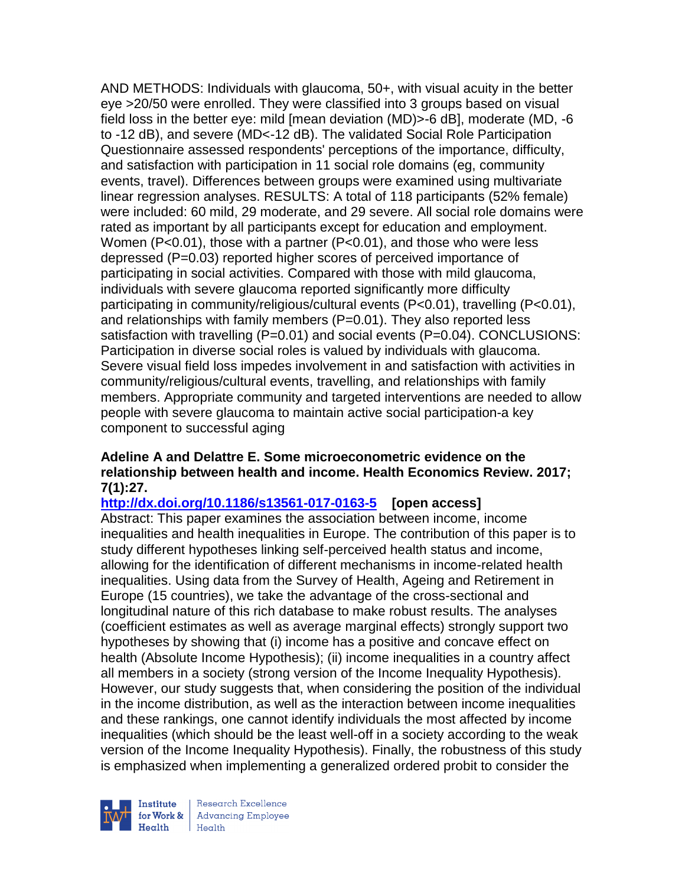AND METHODS: Individuals with glaucoma, 50+, with visual acuity in the better eye >20/50 were enrolled. They were classified into 3 groups based on visual field loss in the better eye: mild [mean deviation (MD)>-6 dB], moderate (MD, -6 to -12 dB), and severe (MD<-12 dB). The validated Social Role Participation Questionnaire assessed respondents' perceptions of the importance, difficulty, and satisfaction with participation in 11 social role domains (eg, community events, travel). Differences between groups were examined using multivariate linear regression analyses. RESULTS: A total of 118 participants (52% female) were included: 60 mild, 29 moderate, and 29 severe. All social role domains were rated as important by all participants except for education and employment. Women (P<0.01), those with a partner (P<0.01), and those who were less depressed (P=0.03) reported higher scores of perceived importance of participating in social activities. Compared with those with mild glaucoma, individuals with severe glaucoma reported significantly more difficulty participating in community/religious/cultural events (P<0.01), travelling (P<0.01), and relationships with family members (P=0.01). They also reported less satisfaction with travelling (P=0.01) and social events (P=0.04). CONCLUSIONS: Participation in diverse social roles is valued by individuals with glaucoma. Severe visual field loss impedes involvement in and satisfaction with activities in community/religious/cultural events, travelling, and relationships with family members. Appropriate community and targeted interventions are needed to allow people with severe glaucoma to maintain active social participation-a key component to successful aging

**Adeline A and Delattre E. Some microeconometric evidence on the relationship between health and income. Health Economics Review. 2017; 7(1):27.**

**http://dx.doi.org/10.1186/s13561-017-0163-5 [open access]**

Abstract: This paper examines the association between income, income inequalities and health inequalities in Europe. The contribution of this paper is to study different hypotheses linking self-perceived health status and income, allowing for the identification of different mechanisms in income-related health inequalities. Using data from the Survey of Health, Ageing and Retirement in Europe (15 countries), we take the advantage of the cross-sectional and longitudinal nature of this rich database to make robust results. The analyses (coefficient estimates as well as average marginal effects) strongly support two hypotheses by showing that (i) income has a positive and concave effect on health (Absolute Income Hypothesis); (ii) income inequalities in a country affect all members in a society (strong version of the Income Inequality Hypothesis). However, our study suggests that, when considering the position of the individual in the income distribution, as well as the interaction between income inequalities and these rankings, one cannot identify individuals the most affected by income inequalities (which should be the least well-off in a society according to the weak version of the Income Inequality Hypothesis). Finally, the robustness of this study is emphasized when implementing a generalized ordered probit to consider the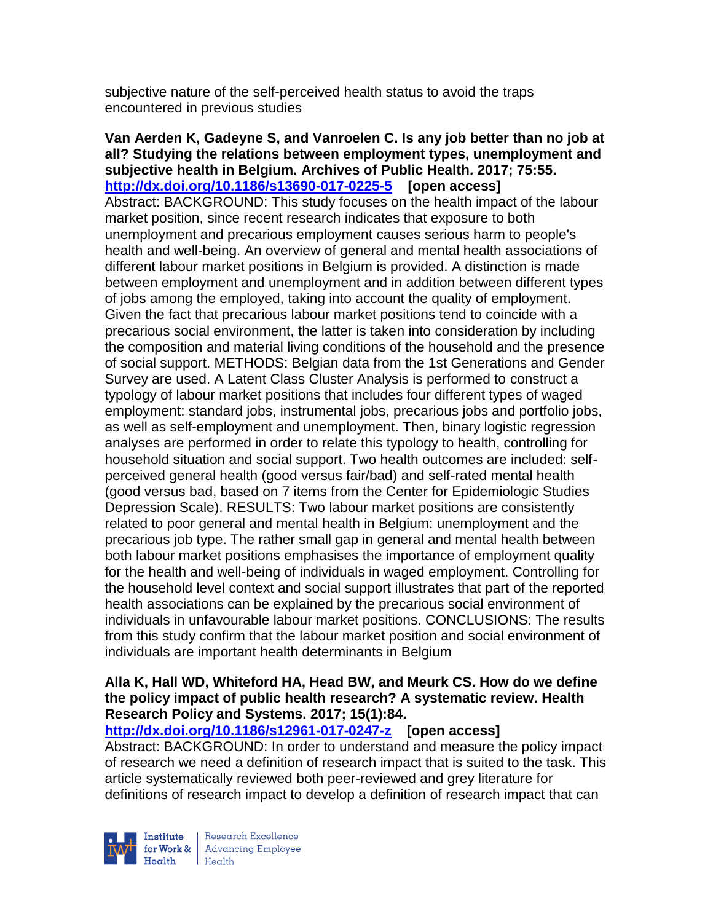subjective nature of the self-perceived health status to avoid the traps encountered in previous studies

**Van Aerden K, Gadeyne S, and Vanroelen C. Is any job better than no job at all? Studying the relations between employment types, unemployment and subjective health in Belgium. Archives of Public Health. 2017; 75:55.**
**http://dx.doi.org/10.1186/s13690-017-0225-5 [open access]**
Abstract: BACKGROUND: This study focuses on the health impact of the labour market position, since recent research indicates that exposure to both unemployment and precarious employment causes serious harm to people's health and well-being. An overview of general and mental health associations of different labour market positions in Belgium is provided. A distinction is made between employment and unemployment and in addition between different types of jobs among the employed, taking into account the quality of employment. Given the fact that precarious labour market positions tend to coincide with a precarious social environment, the latter is taken into consideration by including the composition and material living conditions of the household and the presence of social support. METHODS: Belgian data from the 1st Generations and Gender Survey are used. A Latent Class Cluster Analysis is performed to construct a typology of labour market positions that includes four different types of waged employment: standard jobs, instrumental jobs, precarious jobs and portfolio jobs, as well as self-employment and unemployment. Then, binary logistic regression analyses are performed in order to relate this typology to health, controlling for household situation and social support. Two health outcomes are included: self-perceived general health (good versus fair/bad) and self-rated mental health (good versus bad, based on 7 items from the Center for Epidemiologic Studies Depression Scale). RESULTS: Two labour market positions are consistently related to poor general and mental health in Belgium: unemployment and the precarious job type. The rather small gap in general and mental health between both labour market positions emphasises the importance of employment quality for the health and well-being of individuals in waged employment. Controlling for the household level context and social support illustrates that part of the reported health associations can be explained by the precarious social environment of individuals in unfavourable labour market positions. CONCLUSIONS: The results from this study confirm that the labour market position and social environment of individuals are important health determinants in Belgium

**Alla K, Hall WD, Whiteford HA, Head BW, and Meurk CS. How do we define the policy impact of public health research? A systematic review. Health Research Policy and Systems. 2017; 15(1):84.**
**http://dx.doi.org/10.1186/s12961-017-0247-z [open access]**
Abstract: BACKGROUND: In order to understand and measure the policy impact of research we need a definition of research impact that is suited to the task. This article systematically reviewed both peer-reviewed and grey literature for definitions of research impact to develop a definition of research impact that can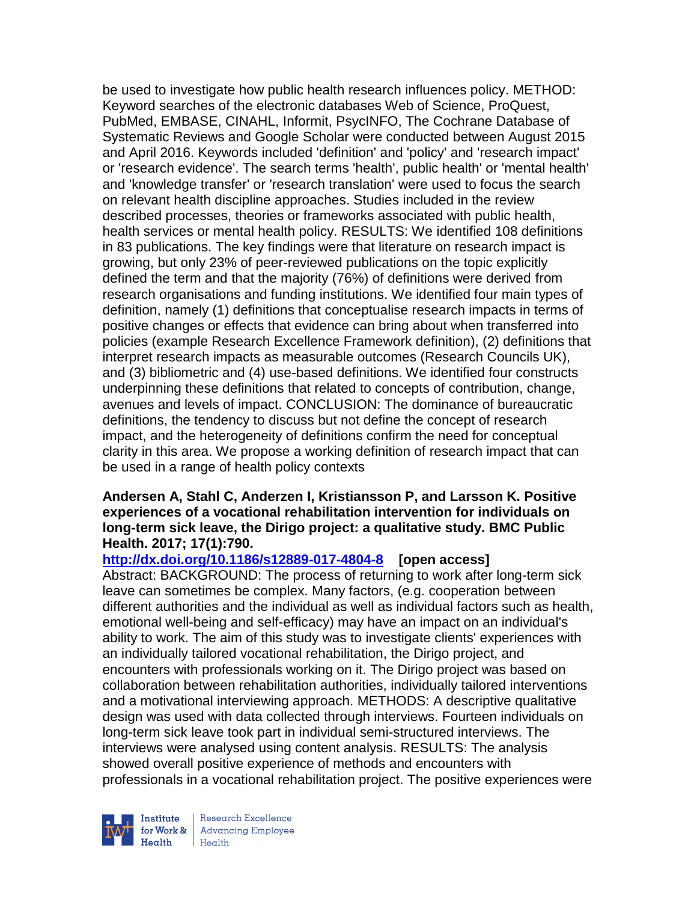be used to investigate how public health research influences policy. METHOD: Keyword searches of the electronic databases Web of Science, ProQuest, PubMed, EMBASE, CINAHL, Informit, PsycINFO, The Cochrane Database of Systematic Reviews and Google Scholar were conducted between August 2015 and April 2016. Keywords included 'definition' and 'policy' and 'research impact' or 'research evidence'. The search terms 'health', public health' or 'mental health' and 'knowledge transfer' or 'research translation' were used to focus the search on relevant health discipline approaches. Studies included in the review described processes, theories or frameworks associated with public health, health services or mental health policy. RESULTS: We identified 108 definitions in 83 publications. The key findings were that literature on research impact is growing, but only 23% of peer-reviewed publications on the topic explicitly defined the term and that the majority (76%) of definitions were derived from research organisations and funding institutions. We identified four main types of definition, namely (1) definitions that conceptualise research impacts in terms of positive changes or effects that evidence can bring about when transferred into policies (example Research Excellence Framework definition), (2) definitions that interpret research impacts as measurable outcomes (Research Councils UK), and (3) bibliometric and (4) use-based definitions. We identified four constructs underpinning these definitions that related to concepts of contribution, change, avenues and levels of impact. CONCLUSION: The dominance of bureaucratic definitions, the tendency to discuss but not define the concept of research impact, and the heterogeneity of definitions confirm the need for conceptual clarity in this area. We propose a working definition of research impact that can be used in a range of health policy contexts

**Andersen A, Stahl C, Anderzen I, Kristiansson P, and Larsson K. Positive experiences of a vocational rehabilitation intervention for individuals on long-term sick leave, the Dirigo project: a qualitative study. BMC Public Health. 2017; 17(1):790.**

http://dx.doi.org/10.1186/s12889-017-4804-8 **[open access]**

Abstract: BACKGROUND: The process of returning to work after long-term sick leave can sometimes be complex. Many factors, (e.g. cooperation between different authorities and the individual as well as individual factors such as health, emotional well-being and self-efficacy) may have an impact on an individual's ability to work. The aim of this study was to investigate clients' experiences with an individually tailored vocational rehabilitation, the Dirigo project, and encounters with professionals working on it. The Dirigo project was based on collaboration between rehabilitation authorities, individually tailored interventions and a motivational interviewing approach. METHODS: A descriptive qualitative design was used with data collected through interviews. Fourteen individuals on long-term sick leave took part in individual semi-structured interviews. The interviews were analysed using content analysis. RESULTS: The analysis showed overall positive experience of methods and encounters with professionals in a vocational rehabilitation project. The positive experiences were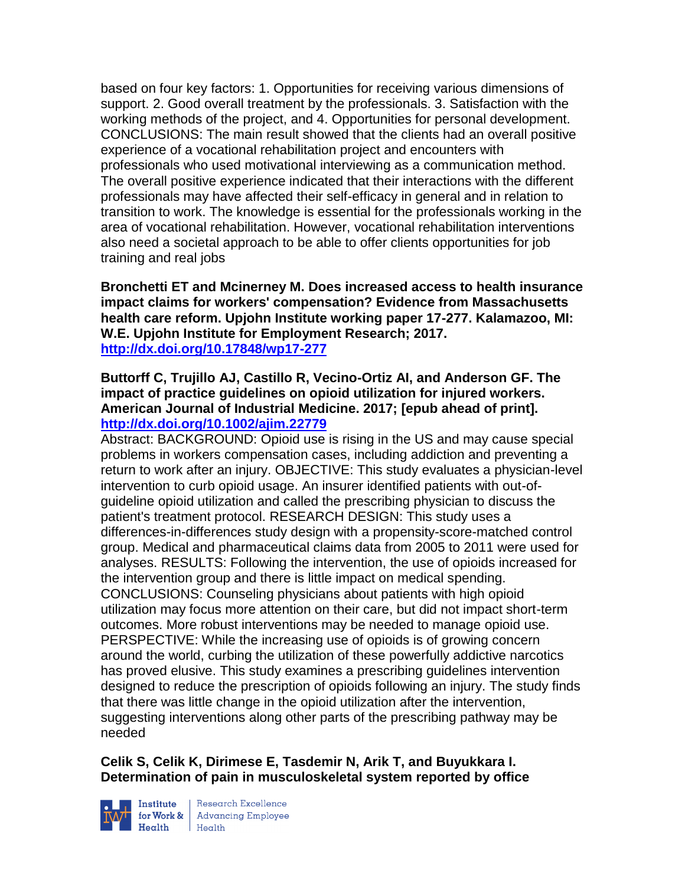based on four key factors: 1. Opportunities for receiving various dimensions of support. 2. Good overall treatment by the professionals. 3. Satisfaction with the working methods of the project, and 4. Opportunities for personal development. CONCLUSIONS: The main result showed that the clients had an overall positive experience of a vocational rehabilitation project and encounters with professionals who used motivational interviewing as a communication method. The overall positive experience indicated that their interactions with the different professionals may have affected their self-efficacy in general and in relation to transition to work. The knowledge is essential for the professionals working in the area of vocational rehabilitation. However, vocational rehabilitation interventions also need a societal approach to be able to offer clients opportunities for job training and real jobs

**Bronchetti ET and Mcinerney M. Does increased access to health insurance impact claims for workers' compensation? Evidence from Massachusetts health care reform. Upjohn Institute working paper 17-277. Kalamazoo, MI: W.E. Upjohn Institute for Employment Research; 2017. http://dx.doi.org/10.17848/wp17-277**

**Buttorff C, Trujillo AJ, Castillo R, Vecino-Ortiz AI, and Anderson GF. The impact of practice guidelines on opioid utilization for injured workers. American Journal of Industrial Medicine. 2017; [epub ahead of print]. http://dx.doi.org/10.1002/ajim.22779**

Abstract: BACKGROUND: Opioid use is rising in the US and may cause special problems in workers compensation cases, including addiction and preventing a return to work after an injury. OBJECTIVE: This study evaluates a physician-level intervention to curb opioid usage. An insurer identified patients with out-of-guideline opioid utilization and called the prescribing physician to discuss the patient's treatment protocol. RESEARCH DESIGN: This study uses a differences-in-differences study design with a propensity-score-matched control group. Medical and pharmaceutical claims data from 2005 to 2011 were used for analyses. RESULTS: Following the intervention, the use of opioids increased for the intervention group and there is little impact on medical spending. CONCLUSIONS: Counseling physicians about patients with high opioid utilization may focus more attention on their care, but did not impact short-term outcomes. More robust interventions may be needed to manage opioid use. PERSPECTIVE: While the increasing use of opioids is of growing concern around the world, curbing the utilization of these powerfully addictive narcotics has proved elusive. This study examines a prescribing guidelines intervention designed to reduce the prescription of opioids following an injury. The study finds that there was little change in the opioid utilization after the intervention, suggesting interventions along other parts of the prescribing pathway may be needed

**Celik S, Celik K, Dirimese E, Tasdemir N, Arik T, and Buyukkara I. Determination of pain in musculoskeletal system reported by office**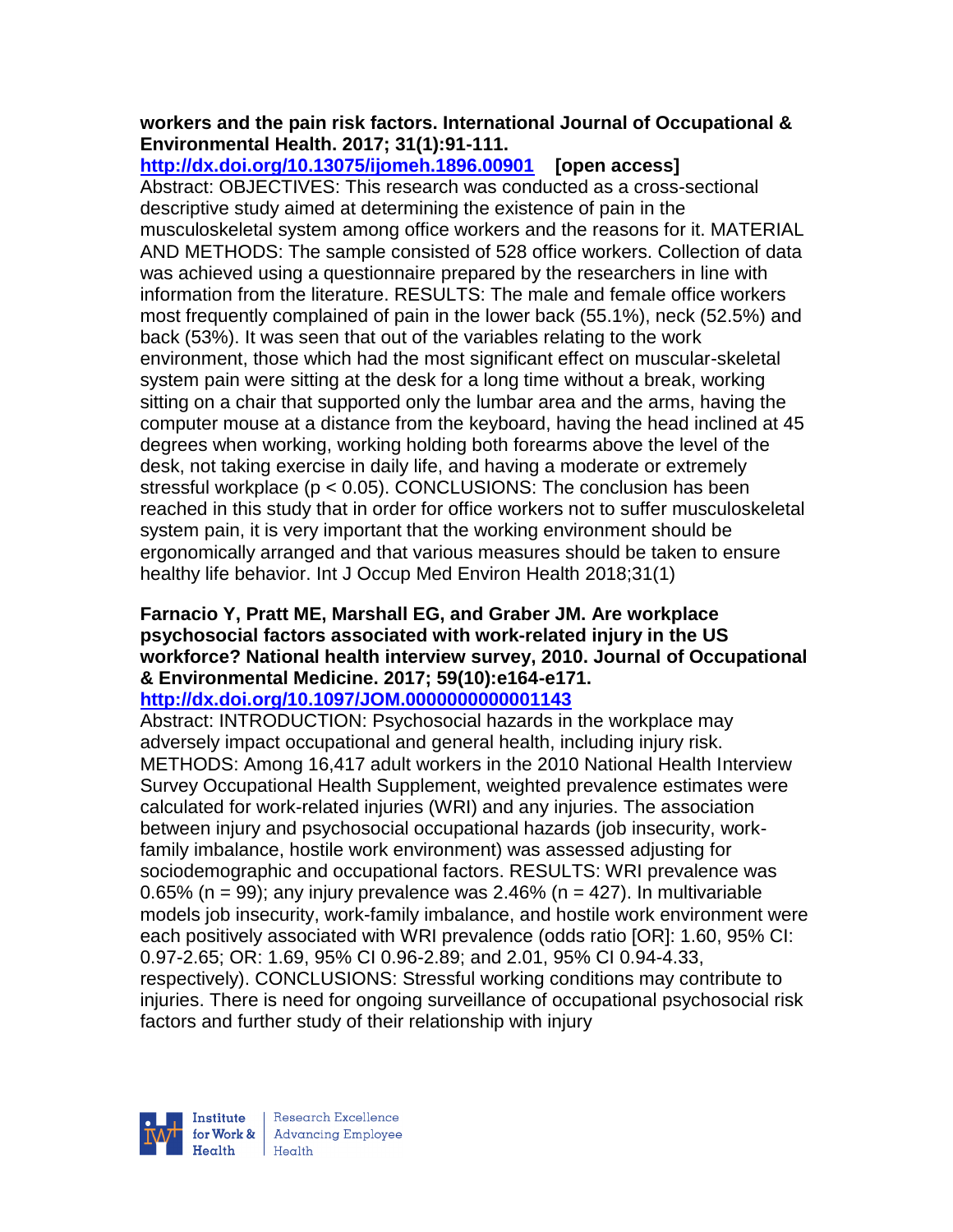**workers and the pain risk factors. International Journal of Occupational & Environmental Health. 2017; 31(1):91-111.**
**http://dx.doi.org/10.13075/ijomeh.1896.00901** **[open access]**
Abstract: OBJECTIVES: This research was conducted as a cross-sectional descriptive study aimed at determining the existence of pain in the musculoskeletal system among office workers and the reasons for it. MATERIAL AND METHODS: The sample consisted of 528 office workers. Collection of data was achieved using a questionnaire prepared by the researchers in line with information from the literature. RESULTS: The male and female office workers most frequently complained of pain in the lower back (55.1%), neck (52.5%) and back (53%). It was seen that out of the variables relating to the work environment, those which had the most significant effect on muscular-skeletal system pain were sitting at the desk for a long time without a break, working sitting on a chair that supported only the lumbar area and the arms, having the computer mouse at a distance from the keyboard, having the head inclined at 45 degrees when working, working holding both forearms above the level of the desk, not taking exercise in daily life, and having a moderate or extremely stressful workplace ($p < 0.05$). CONCLUSIONS: The conclusion has been reached in this study that in order for office workers not to suffer musculoskeletal system pain, it is very important that the working environment should be ergonomically arranged and that various measures should be taken to ensure healthy life behavior. Int J Occup Med Environ Health 2018;31(1)

**Farnacio Y, Pratt ME, Marshall EG, and Graber JM. Are workplace psychosocial factors associated with work-related injury in the US workforce? National health interview survey, 2010. Journal of Occupational & Environmental Medicine. 2017; 59(10):e164-e171.**
**http://dx.doi.org/10.1097/JOM.0000000000001143**
Abstract: INTRODUCTION: Psychosocial hazards in the workplace may adversely impact occupational and general health, including injury risk. METHODS: Among 16,417 adult workers in the 2010 National Health Interview Survey Occupational Health Supplement, weighted prevalence estimates were calculated for work-related injuries (WRI) and any injuries. The association between injury and psychosocial occupational hazards (job insecurity, work-family imbalance, hostile work environment) was assessed adjusting for sociodemographic and occupational factors. RESULTS: WRI prevalence was 0.65% (n = 99); any injury prevalence was 2.46% (n = 427). In multivariable models job insecurity, work-family imbalance, and hostile work environment were each positively associated with WRI prevalence (odds ratio [OR]: 1.60, 95% CI: 0.97-2.65; OR: 1.69, 95% CI 0.96-2.89; and 2.01, 95% CI 0.94-4.33, respectively). CONCLUSIONS: Stressful working conditions may contribute to injuries. There is need for ongoing surveillance of occupational psychosocial risk factors and further study of their relationship with injury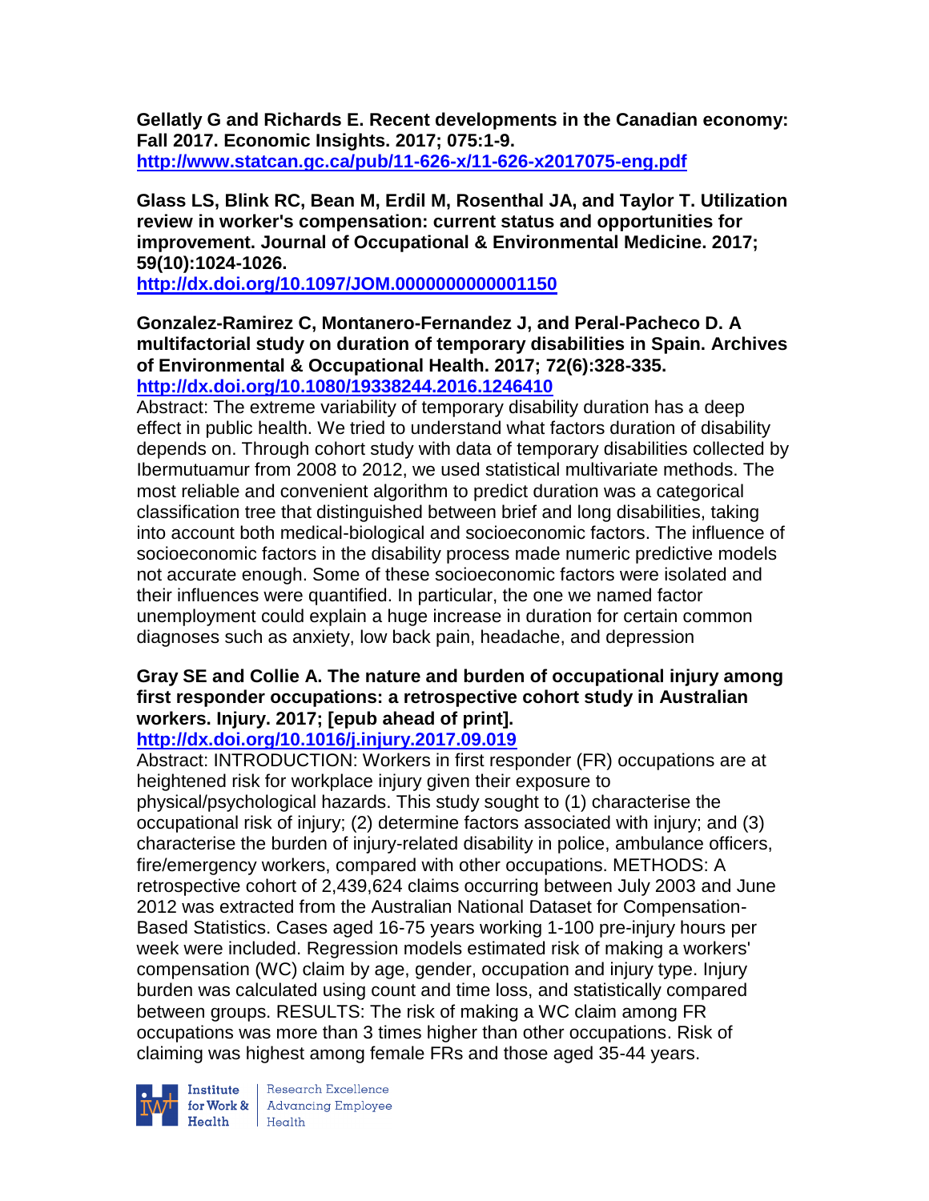**Gellatly G and Richards E. Recent developments in the Canadian economy: Fall 2017. Economic Insights. 2017; 075:1-9.**
http://www.statcan.gc.ca/pub/11-626-x/11-626-x2017075-eng.pdf

**Glass LS, Blink RC, Bean M, Erdil M, Rosenthal JA, and Taylor T. Utilization review in worker's compensation: current status and opportunities for improvement. Journal of Occupational & Environmental Medicine. 2017; 59(10):1024-1026.**
http://dx.doi.org/10.1097/JOM.0000000000001150

**Gonzalez-Ramirez C, Montanero-Fernandez J, and Peral-Pacheco D. A multifactorial study on duration of temporary disabilities in Spain. Archives of Environmental & Occupational Health. 2017; 72(6):328-335.**
http://dx.doi.org/10.1080/19338244.2016.1246410
Abstract: The extreme variability of temporary disability duration has a deep effect in public health. We tried to understand what factors duration of disability depends on. Through cohort study with data of temporary disabilities collected by Ibermutuamur from 2008 to 2012, we used statistical multivariate methods. The most reliable and convenient algorithm to predict duration was a categorical classification tree that distinguished between brief and long disabilities, taking into account both medical-biological and socioeconomic factors. The influence of socioeconomic factors in the disability process made numeric predictive models not accurate enough. Some of these socioeconomic factors were isolated and their influences were quantified. In particular, the one we named factor unemployment could explain a huge increase in duration for certain common diagnoses such as anxiety, low back pain, headache, and depression

**Gray SE and Collie A. The nature and burden of occupational injury among first responder occupations: a retrospective cohort study in Australian workers. Injury. 2017; [epub ahead of print].**
http://dx.doi.org/10.1016/j.injury.2017.09.019
Abstract: INTRODUCTION: Workers in first responder (FR) occupations are at heightened risk for workplace injury given their exposure to physical/psychological hazards. This study sought to (1) characterise the occupational risk of injury; (2) determine factors associated with injury; and (3) characterise the burden of injury-related disability in police, ambulance officers, fire/emergency workers, compared with other occupations. METHODS: A retrospective cohort of 2,439,624 claims occurring between July 2003 and June 2012 was extracted from the Australian National Dataset for Compensation-Based Statistics. Cases aged 16-75 years working 1-100 pre-injury hours per week were included. Regression models estimated risk of making a workers' compensation (WC) claim by age, gender, occupation and injury type. Injury burden was calculated using count and time loss, and statistically compared between groups. RESULTS: The risk of making a WC claim among FR occupations was more than 3 times higher than other occupations. Risk of claiming was highest among female FRs and those aged 35-44 years.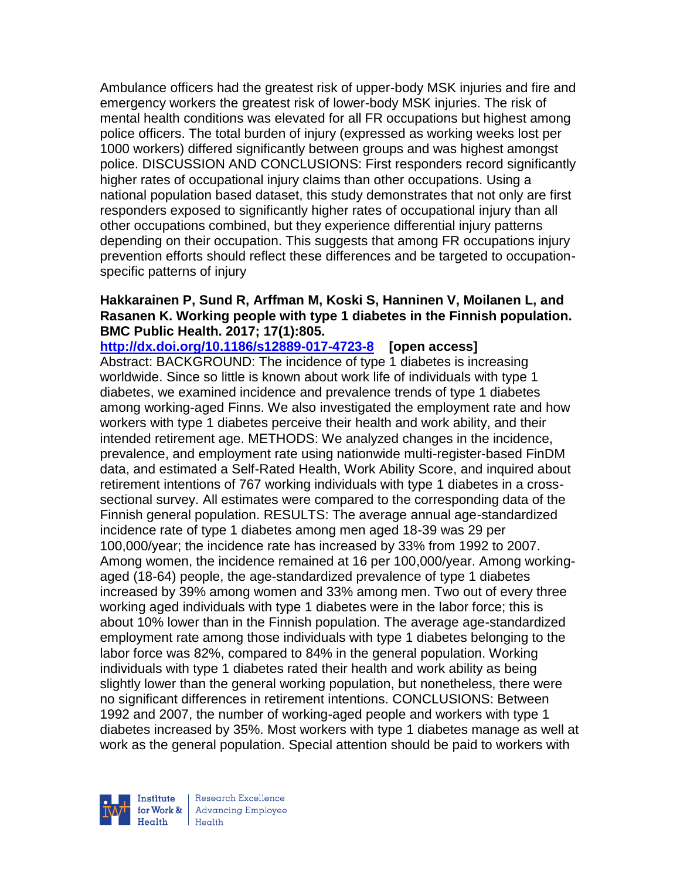Ambulance officers had the greatest risk of upper-body MSK injuries and fire and emergency workers the greatest risk of lower-body MSK injuries. The risk of mental health conditions was elevated for all FR occupations but highest among police officers. The total burden of injury (expressed as working weeks lost per 1000 workers) differed significantly between groups and was highest amongst police. DISCUSSION AND CONCLUSIONS: First responders record significantly higher rates of occupational injury claims than other occupations. Using a national population based dataset, this study demonstrates that not only are first responders exposed to significantly higher rates of occupational injury than all other occupations combined, but they experience differential injury patterns depending on their occupation. This suggests that among FR occupations injury prevention efforts should reflect these differences and be targeted to occupation-specific patterns of injury

**Hakkarainen P, Sund R, Arffman M, Koski S, Hanninen V, Moilanen L, and Rasanen K. Working people with type 1 diabetes in the Finnish population. BMC Public Health. 2017; 17(1):805.**
**http://dx.doi.org/10.1186/s12889-017-4723-8 [open access]**
Abstract: BACKGROUND: The incidence of type 1 diabetes is increasing worldwide. Since so little is known about work life of individuals with type 1 diabetes, we examined incidence and prevalence trends of type 1 diabetes among working-aged Finns. We also investigated the employment rate and how workers with type 1 diabetes perceive their health and work ability, and their intended retirement age. METHODS: We analyzed changes in the incidence, prevalence, and employment rate using nationwide multi-register-based FinDM data, and estimated a Self-Rated Health, Work Ability Score, and inquired about retirement intentions of 767 working individuals with type 1 diabetes in a cross-sectional survey. All estimates were compared to the corresponding data of the Finnish general population. RESULTS: The average annual age-standardized incidence rate of type 1 diabetes among men aged 18-39 was 29 per 100,000/year; the incidence rate has increased by 33% from 1992 to 2007. Among women, the incidence remained at 16 per 100,000/year. Among working-aged (18-64) people, the age-standardized prevalence of type 1 diabetes increased by 39% among women and 33% among men. Two out of every three working aged individuals with type 1 diabetes were in the labor force; this is about 10% lower than in the Finnish population. The average age-standardized employment rate among those individuals with type 1 diabetes belonging to the labor force was 82%, compared to 84% in the general population. Working individuals with type 1 diabetes rated their health and work ability as being slightly lower than the general working population, but nonetheless, there were no significant differences in retirement intentions. CONCLUSIONS: Between 1992 and 2007, the number of working-aged people and workers with type 1 diabetes increased by 35%. Most workers with type 1 diabetes manage as well at work as the general population. Special attention should be paid to workers with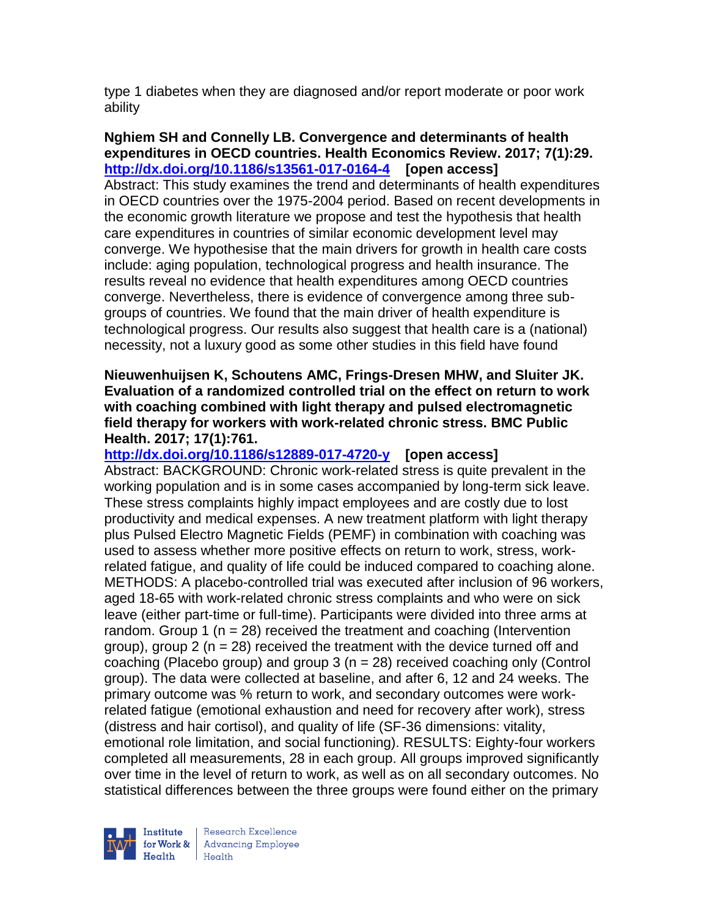type 1 diabetes when they are diagnosed and/or report moderate or poor work ability

**Nghiem SH and Connelly LB. Convergence and determinants of health expenditures in OECD countries. Health Economics Review. 2017; 7(1):29. http://dx.doi.org/10.1186/s13561-017-0164-4 [open access]**

Abstract: This study examines the trend and determinants of health expenditures in OECD countries over the 1975-2004 period. Based on recent developments in the economic growth literature we propose and test the hypothesis that health care expenditures in countries of similar economic development level may converge. We hypothesise that the main drivers for growth in health care costs include: aging population, technological progress and health insurance. The results reveal no evidence that health expenditures among OECD countries converge. Nevertheless, there is evidence of convergence among three sub-groups of countries. We found that the main driver of health expenditure is technological progress. Our results also suggest that health care is a (national) necessity, not a luxury good as some other studies in this field have found

**Nieuwenhuijsen K, Schoutens AMC, Frings-Dresen MHW, and Sluiter JK. Evaluation of a randomized controlled trial on the effect on return to work with coaching combined with light therapy and pulsed electromagnetic field therapy for workers with work-related chronic stress. BMC Public Health. 2017; 17(1):761.**

**http://dx.doi.org/10.1186/s12889-017-4720-y [open access]**

Abstract: BACKGROUND: Chronic work-related stress is quite prevalent in the working population and is in some cases accompanied by long-term sick leave. These stress complaints highly impact employees and are costly due to lost productivity and medical expenses. A new treatment platform with light therapy plus Pulsed Electro Magnetic Fields (PEMF) in combination with coaching was used to assess whether more positive effects on return to work, stress, work-related fatigue, and quality of life could be induced compared to coaching alone. METHODS: A placebo-controlled trial was executed after inclusion of 96 workers, aged 18-65 with work-related chronic stress complaints and who were on sick leave (either part-time or full-time). Participants were divided into three arms at random. Group 1 (n = 28) received the treatment and coaching (Intervention group), group 2 (n = 28) received the treatment with the device turned off and coaching (Placebo group) and group 3 (n = 28) received coaching only (Control group). The data were collected at baseline, and after 6, 12 and 24 weeks. The primary outcome was % return to work, and secondary outcomes were work-related fatigue (emotional exhaustion and need for recovery after work), stress (distress and hair cortisol), and quality of life (SF-36 dimensions: vitality, emotional role limitation, and social functioning). RESULTS: Eighty-four workers completed all measurements, 28 in each group. All groups improved significantly over time in the level of return to work, as well as on all secondary outcomes. No statistical differences between the three groups were found either on the primary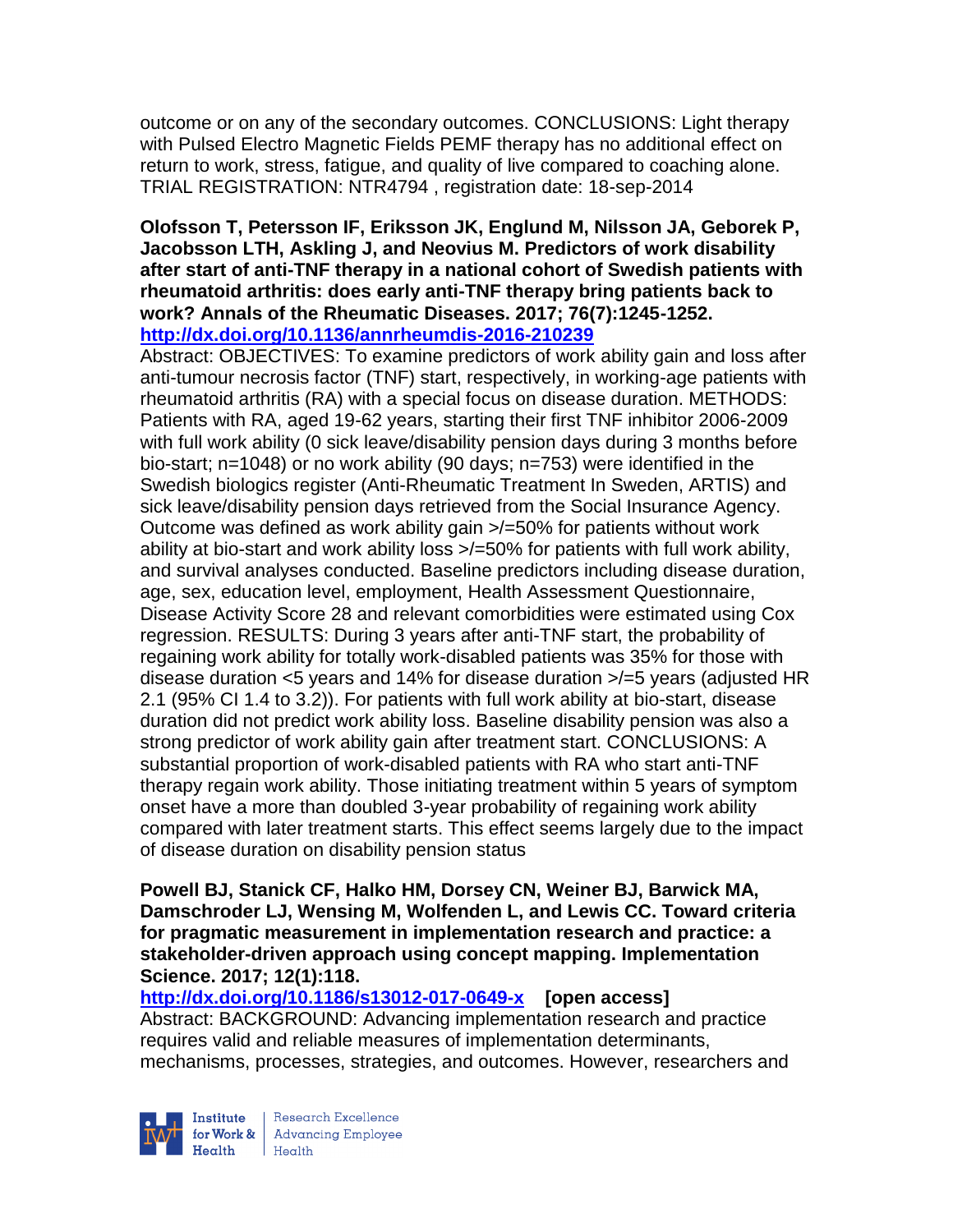outcome or on any of the secondary outcomes. CONCLUSIONS: Light therapy with Pulsed Electro Magnetic Fields PEMF therapy has no additional effect on return to work, stress, fatigue, and quality of live compared to coaching alone. TRIAL REGISTRATION: NTR4794 , registration date: 18-sep-2014

**Olofsson T, Petersson IF, Eriksson JK, Englund M, Nilsson JA, Geborek P, Jacobsson LTH, Askling J, and Neovius M. Predictors of work disability after start of anti-TNF therapy in a national cohort of Swedish patients with rheumatoid arthritis: does early anti-TNF therapy bring patients back to work? Annals of the Rheumatic Diseases. 2017; 76(7):1245-1252.**
**http://dx.doi.org/10.1136/annrheumdis-2016-210239**

Abstract: OBJECTIVES: To examine predictors of work ability gain and loss after anti-tumour necrosis factor (TNF) start, respectively, in working-age patients with rheumatoid arthritis (RA) with a special focus on disease duration. METHODS: Patients with RA, aged 19-62 years, starting their first TNF inhibitor 2006-2009 with full work ability (0 sick leave/disability pension days during 3 months before bio-start; n=1048) or no work ability (90 days; n=753) were identified in the Swedish biologics register (Anti-Rheumatic Treatment In Sweden, ARTIS) and sick leave/disability pension days retrieved from the Social Insurance Agency. Outcome was defined as work ability gain >/=50% for patients without work ability at bio-start and work ability loss >/=50% for patients with full work ability, and survival analyses conducted. Baseline predictors including disease duration, age, sex, education level, employment, Health Assessment Questionnaire, Disease Activity Score 28 and relevant comorbidities were estimated using Cox regression. RESULTS: During 3 years after anti-TNF start, the probability of regaining work ability for totally work-disabled patients was 35% for those with disease duration <5 years and 14% for disease duration >/=5 years (adjusted HR 2.1 (95% CI 1.4 to 3.2)). For patients with full work ability at bio-start, disease duration did not predict work ability loss. Baseline disability pension was also a strong predictor of work ability gain after treatment start. CONCLUSIONS: A substantial proportion of work-disabled patients with RA who start anti-TNF therapy regain work ability. Those initiating treatment within 5 years of symptom onset have a more than doubled 3-year probability of regaining work ability compared with later treatment starts. This effect seems largely due to the impact of disease duration on disability pension status

**Powell BJ, Stanick CF, Halko HM, Dorsey CN, Weiner BJ, Barwick MA, Damschroder LJ, Wensing M, Wolfenden L, and Lewis CC. Toward criteria for pragmatic measurement in implementation research and practice: a stakeholder-driven approach using concept mapping. Implementation Science. 2017; 12(1):118.**
**http://dx.doi.org/10.1186/s13012-017-0649-x [open access]**

Abstract: BACKGROUND: Advancing implementation research and practice requires valid and reliable measures of implementation determinants, mechanisms, processes, strategies, and outcomes. However, researchers and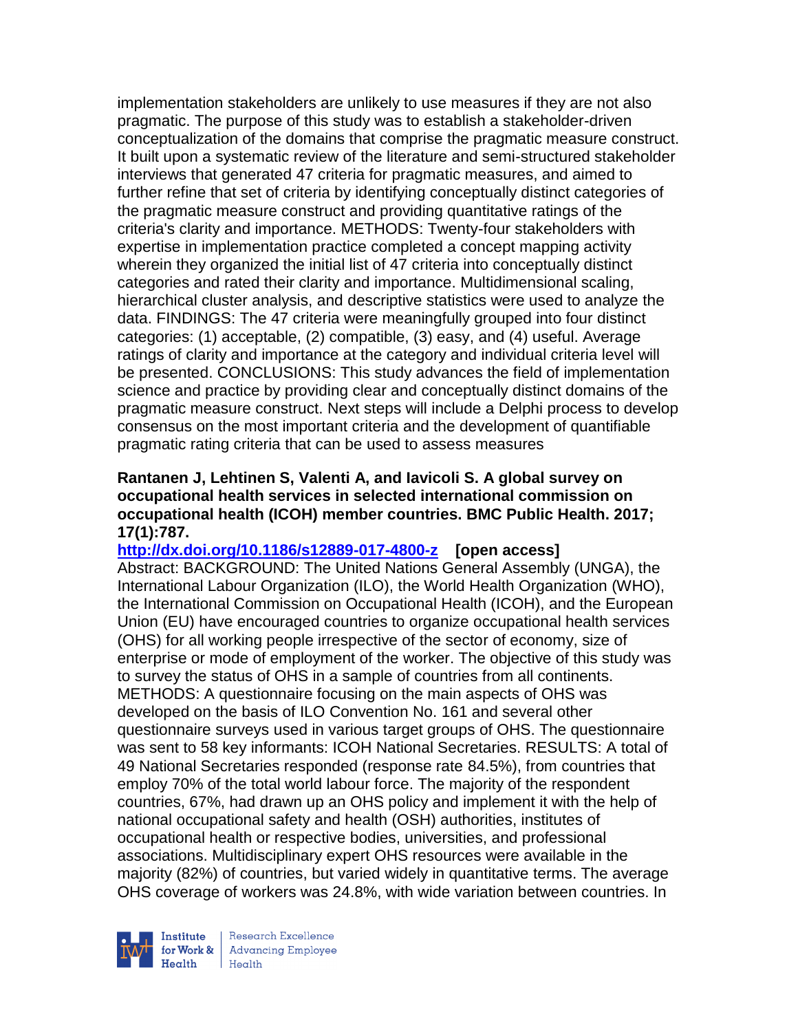implementation stakeholders are unlikely to use measures if they are not also pragmatic. The purpose of this study was to establish a stakeholder-driven conceptualization of the domains that comprise the pragmatic measure construct. It built upon a systematic review of the literature and semi-structured stakeholder interviews that generated 47 criteria for pragmatic measures, and aimed to further refine that set of criteria by identifying conceptually distinct categories of the pragmatic measure construct and providing quantitative ratings of the criteria's clarity and importance. METHODS: Twenty-four stakeholders with expertise in implementation practice completed a concept mapping activity wherein they organized the initial list of 47 criteria into conceptually distinct categories and rated their clarity and importance. Multidimensional scaling, hierarchical cluster analysis, and descriptive statistics were used to analyze the data. FINDINGS: The 47 criteria were meaningfully grouped into four distinct categories: (1) acceptable, (2) compatible, (3) easy, and (4) useful. Average ratings of clarity and importance at the category and individual criteria level will be presented. CONCLUSIONS: This study advances the field of implementation science and practice by providing clear and conceptually distinct domains of the pragmatic measure construct. Next steps will include a Delphi process to develop consensus on the most important criteria and the development of quantifiable pragmatic rating criteria that can be used to assess measures

**Rantanen J, Lehtinen S, Valenti A, and Iavicoli S. A global survey on occupational health services in selected international commission on occupational health (ICOH) member countries. BMC Public Health. 2017; 17(1):787.**

**http://dx.doi.org/10.1186/s12889-017-4800-z [open access]**

Abstract: BACKGROUND: The United Nations General Assembly (UNGA), the International Labour Organization (ILO), the World Health Organization (WHO), the International Commission on Occupational Health (ICOH), and the European Union (EU) have encouraged countries to organize occupational health services (OHS) for all working people irrespective of the sector of economy, size of enterprise or mode of employment of the worker. The objective of this study was to survey the status of OHS in a sample of countries from all continents. METHODS: A questionnaire focusing on the main aspects of OHS was developed on the basis of ILO Convention No. 161 and several other questionnaire surveys used in various target groups of OHS. The questionnaire was sent to 58 key informants: ICOH National Secretaries. RESULTS: A total of 49 National Secretaries responded (response rate 84.5%), from countries that employ 70% of the total world labour force. The majority of the respondent countries, 67%, had drawn up an OHS policy and implement it with the help of national occupational safety and health (OSH) authorities, institutes of occupational health or respective bodies, universities, and professional associations. Multidisciplinary expert OHS resources were available in the majority (82%) of countries, but varied widely in quantitative terms. The average OHS coverage of workers was 24.8%, with wide variation between countries. In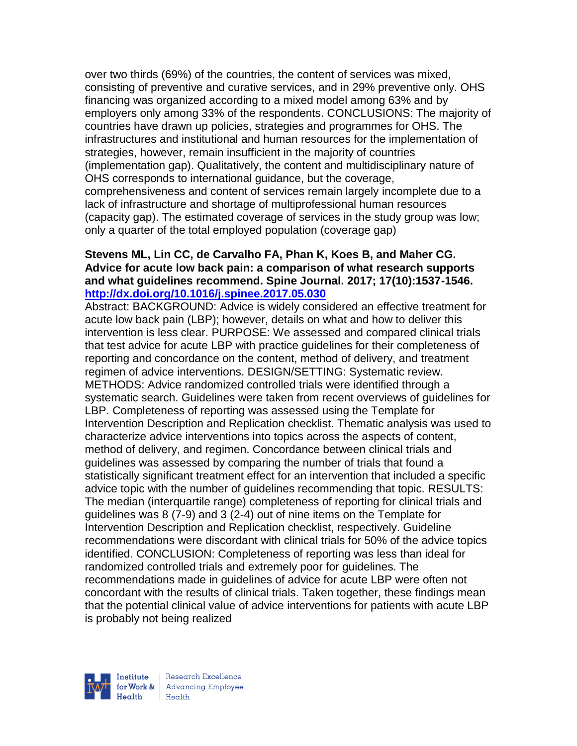over two thirds (69%) of the countries, the content of services was mixed, consisting of preventive and curative services, and in 29% preventive only. OHS financing was organized according to a mixed model among 63% and by employers only among 33% of the respondents. CONCLUSIONS: The majority of countries have drawn up policies, strategies and programmes for OHS. The infrastructures and institutional and human resources for the implementation of strategies, however, remain insufficient in the majority of countries (implementation gap). Qualitatively, the content and multidisciplinary nature of OHS corresponds to international guidance, but the coverage, comprehensiveness and content of services remain largely incomplete due to a lack of infrastructure and shortage of multiprofessional human resources (capacity gap). The estimated coverage of services in the study group was low; only a quarter of the total employed population (coverage gap)

**Stevens ML, Lin CC, de Carvalho FA, Phan K, Koes B, and Maher CG. Advice for acute low back pain: a comparison of what research supports and what guidelines recommend. Spine Journal. 2017; 17(10):1537-1546. [http://dx.doi.org/10.1016/j.spinee.2017.05.030](http://dx.doi.org/10.1016/j.spinee.2017.05.030)**

Abstract: BACKGROUND: Advice is widely considered an effective treatment for acute low back pain (LBP); however, details on what and how to deliver this intervention is less clear. PURPOSE: We assessed and compared clinical trials that test advice for acute LBP with practice guidelines for their completeness of reporting and concordance on the content, method of delivery, and treatment regimen of advice interventions. DESIGN/SETTING: Systematic review. METHODS: Advice randomized controlled trials were identified through a systematic search. Guidelines were taken from recent overviews of guidelines for LBP. Completeness of reporting was assessed using the Template for Intervention Description and Replication checklist. Thematic analysis was used to characterize advice interventions into topics across the aspects of content, method of delivery, and regimen. Concordance between clinical trials and guidelines was assessed by comparing the number of trials that found a statistically significant treatment effect for an intervention that included a specific advice topic with the number of guidelines recommending that topic. RESULTS: The median (interquartile range) completeness of reporting for clinical trials and guidelines was 8 (7-9) and 3 (2-4) out of nine items on the Template for Intervention Description and Replication checklist, respectively. Guideline recommendations were discordant with clinical trials for 50% of the advice topics identified. CONCLUSION: Completeness of reporting was less than ideal for randomized controlled trials and extremely poor for guidelines. The recommendations made in guidelines of advice for acute LBP were often not concordant with the results of clinical trials. Taken together, these findings mean that the potential clinical value of advice interventions for patients with acute LBP is probably not being realized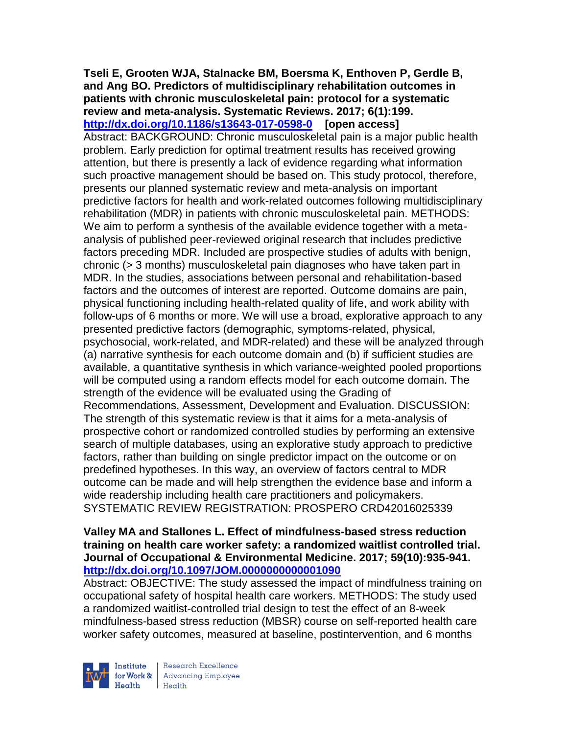**Tseli E, Grooten WJA, Stalnacke BM, Boersma K, Enthoven P, Gerdle B, and Ang BO. Predictors of multidisciplinary rehabilitation outcomes in patients with chronic musculoskeletal pain: protocol for a systematic review and meta-analysis. Systematic Reviews. 2017; 6(1):199. http://dx.doi.org/10.1186/s13643-017-0598-0 [open access]**

Abstract: BACKGROUND: Chronic musculoskeletal pain is a major public health problem. Early prediction for optimal treatment results has received growing attention, but there is presently a lack of evidence regarding what information such proactive management should be based on. This study protocol, therefore, presents our planned systematic review and meta-analysis on important predictive factors for health and work-related outcomes following multidisciplinary rehabilitation (MDR) in patients with chronic musculoskeletal pain. METHODS: We aim to perform a synthesis of the available evidence together with a meta-analysis of published peer-reviewed original research that includes predictive factors preceding MDR. Included are prospective studies of adults with benign, chronic (> 3 months) musculoskeletal pain diagnoses who have taken part in MDR. In the studies, associations between personal and rehabilitation-based factors and the outcomes of interest are reported. Outcome domains are pain, physical functioning including health-related quality of life, and work ability with follow-ups of 6 months or more. We will use a broad, explorative approach to any presented predictive factors (demographic, symptoms-related, physical, psychosocial, work-related, and MDR-related) and these will be analyzed through (a) narrative synthesis for each outcome domain and (b) if sufficient studies are available, a quantitative synthesis in which variance-weighted pooled proportions will be computed using a random effects model for each outcome domain. The strength of the evidence will be evaluated using the Grading of Recommendations, Assessment, Development and Evaluation. DISCUSSION: The strength of this systematic review is that it aims for a meta-analysis of prospective cohort or randomized controlled studies by performing an extensive search of multiple databases, using an explorative study approach to predictive factors, rather than building on single predictor impact on the outcome or on predefined hypotheses. In this way, an overview of factors central to MDR outcome can be made and will help strengthen the evidence base and inform a wide readership including health care practitioners and policymakers. SYSTEMATIC REVIEW REGISTRATION: PROSPERO CRD42016025339

**Valley MA and Stallones L. Effect of mindfulness-based stress reduction training on health care worker safety: a randomized waitlist controlled trial. Journal of Occupational & Environmental Medicine. 2017; 59(10):935-941. http://dx.doi.org/10.1097/JOM.0000000000001090**

Abstract: OBJECTIVE: The study assessed the impact of mindfulness training on occupational safety of hospital health care workers. METHODS: The study used a randomized waitlist-controlled trial design to test the effect of an 8-week mindfulness-based stress reduction (MBSR) course on self-reported health care worker safety outcomes, measured at baseline, postintervention, and 6 months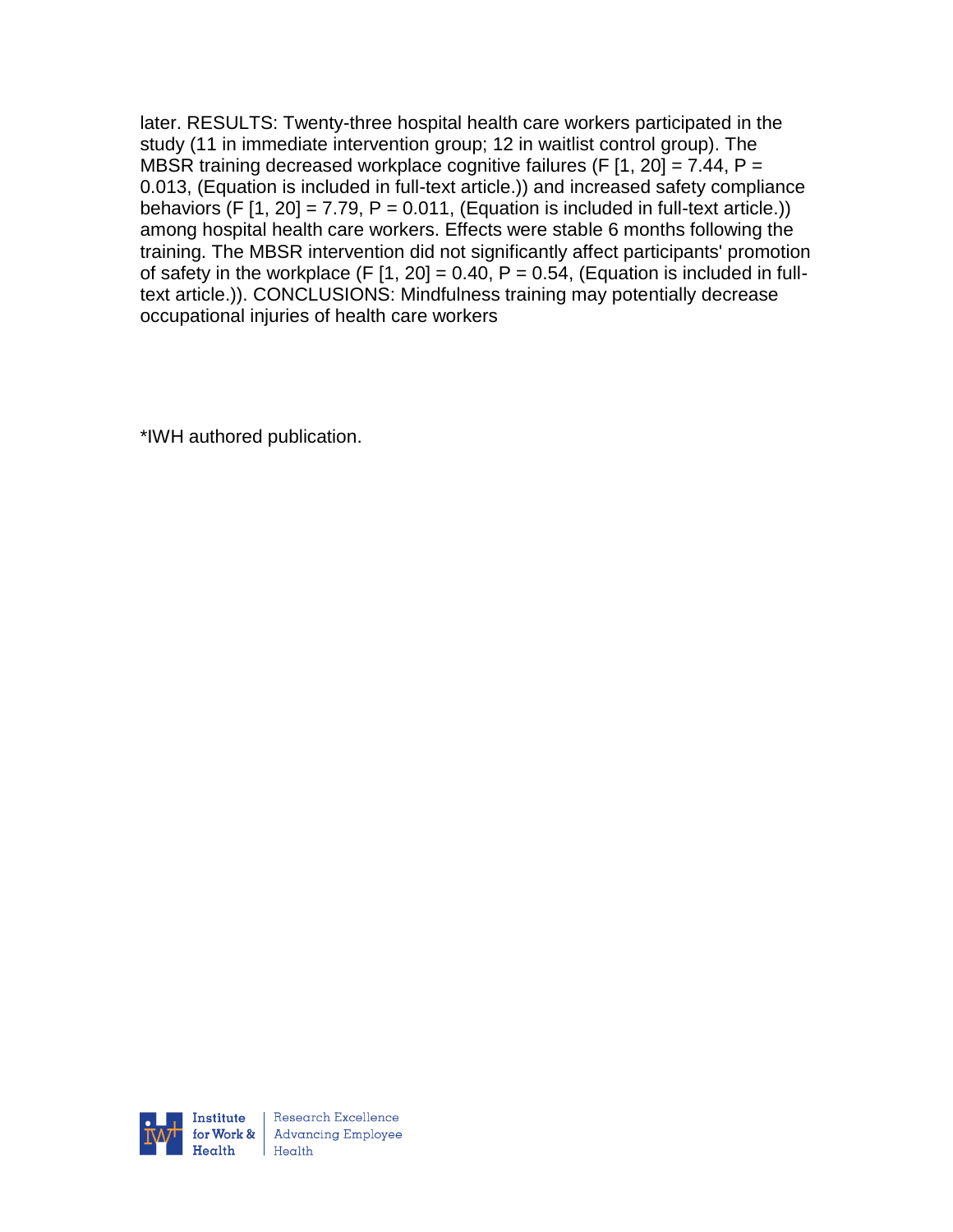later. RESULTS: Twenty-three hospital health care workers participated in the study (11 in immediate intervention group; 12 in waitlist control group). The MBSR training decreased workplace cognitive failures ($F [1, 20] = 7.44$, $P = 0.013$, (Equation is included in full-text article.)) and increased safety compliance behaviors ($F [1, 20] = 7.79$, $P = 0.011$, (Equation is included in full-text article.)) among hospital health care workers. Effects were stable 6 months following the training. The MBSR intervention did not significantly affect participants' promotion of safety in the workplace ($F [1, 20] = 0.40$, $P = 0.54$, (Equation is included in full-text article.)). CONCLUSIONS: Mindfulness training may potentially decrease occupational injuries of health care workers

*IWH authored publication.